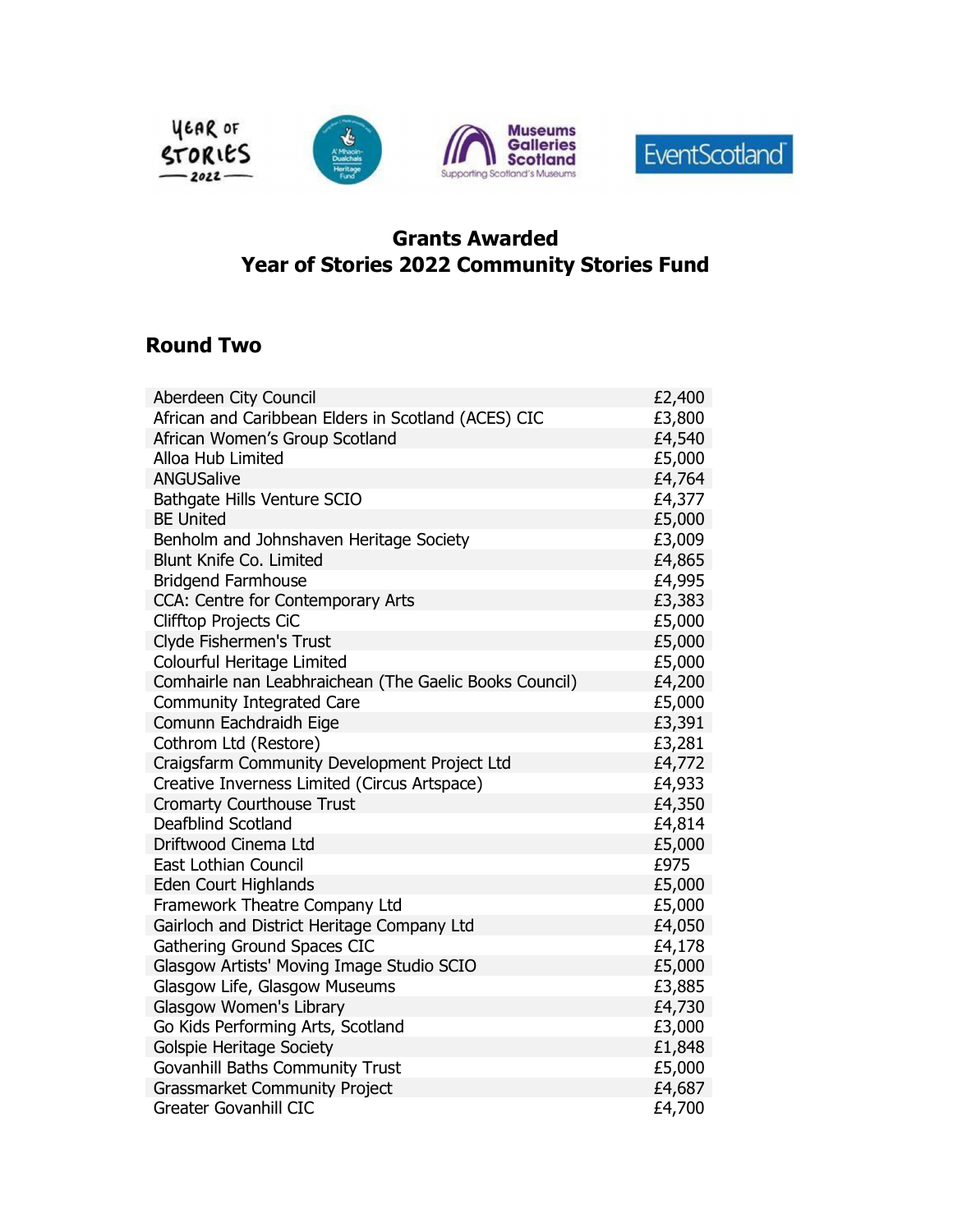## Grants Awarded
## Year of Stories 2022 Community Stories Fund

### Round Two

| Organisation | Amount |
| --- | --- |
| Aberdeen City Council | £2,400 |
| African and Caribbean Elders in Scotland (ACES) CIC | £3,800 |
| African Women's Group Scotland | £4,540 |
| Alloa Hub Limited | £5,000 |
| ANGUSalive | £4,764 |
| Bathgate Hills Venture SCIO | £4,377 |
| BE United | £5,000 |
| Benholm and Johnshaven Heritage Society | £3,009 |
| Blunt Knife Co. Limited | £4,865 |
| Bridgend Farmhouse | £4,995 |
| CCA: Centre for Contemporary Arts | £3,383 |
| Clifftop Projects CiC | £5,000 |
| Clyde Fishermen's Trust | £5,000 |
| Colourful Heritage Limited | £5,000 |
| Comhairle nan Leabhraichean (The Gaelic Books Council) | £4,200 |
| Community Integrated Care | £5,000 |
| Comunn Eachdraidh Eige | £3,391 |
| Cothrom Ltd (Restore) | £3,281 |
| Craigsfarm Community Development Project Ltd | £4,772 |
| Creative Inverness Limited (Circus Artspace) | £4,933 |
| Cromarty Courthouse Trust | £4,350 |
| Deafblind Scotland | £4,814 |
| Driftwood Cinema Ltd | £5,000 |
| East Lothian Council | £975 |
| Eden Court Highlands | £5,000 |
| Framework Theatre Company Ltd | £5,000 |
| Gairloch and District Heritage Company Ltd | £4,050 |
| Gathering Ground Spaces CIC | £4,178 |
| Glasgow Artists' Moving Image Studio SCIO | £5,000 |
| Glasgow Life, Glasgow Museums | £3,885 |
| Glasgow Women's Library | £4,730 |
| Go Kids Performing Arts, Scotland | £3,000 |
| Golspie Heritage Society | £1,848 |
| Govanhill Baths Community Trust | £5,000 |
| Grassmarket Community Project | £4,687 |
| Greater Govanhill CIC | £4,700 |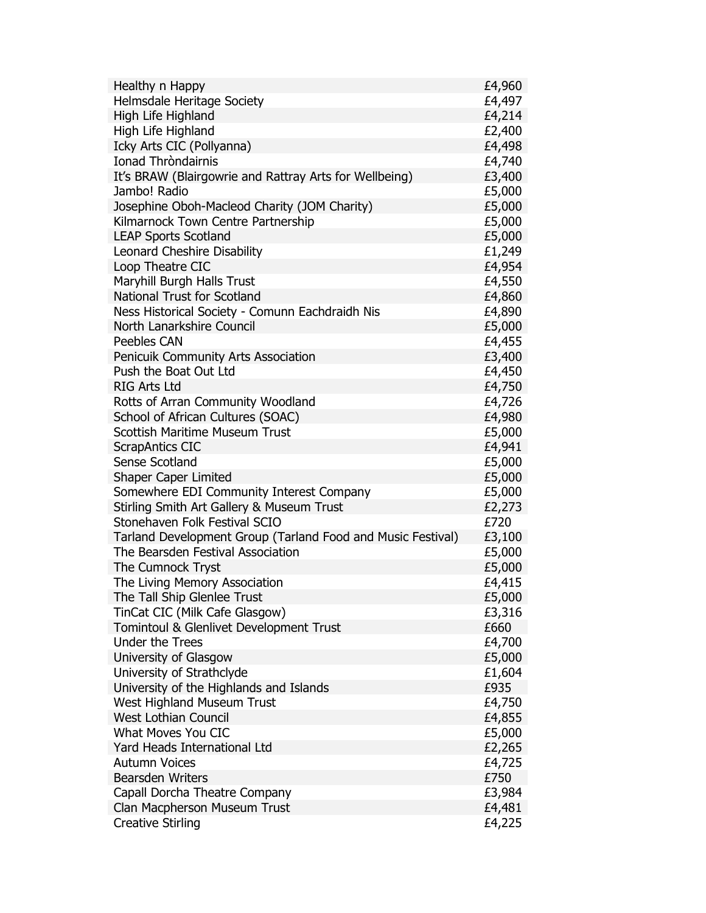| | |
|---|---|
| Healthy n Happy | £4,960 |
| Helmsdale Heritage Society | £4,497 |
| High Life Highland | £4,214 |
| High Life Highland | £2,400 |
| Icky Arts CIC (Pollyanna) | £4,498 |
| Ionad Thròndairnis | £4,740 |
| It's BRAW (Blairgowrie and Rattray Arts for Wellbeing) | £3,400 |
| Jambo! Radio | £5,000 |
| Josephine Oboh-Macleod Charity (JOM Charity) | £5,000 |
| Kilmarnock Town Centre Partnership | £5,000 |
| LEAP Sports Scotland | £5,000 |
| Leonard Cheshire Disability | £1,249 |
| Loop Theatre CIC | £4,954 |
| Maryhill Burgh Halls Trust | £4,550 |
| National Trust for Scotland | £4,860 |
| Ness Historical Society - Comunn Eachdraidh Nis | £4,890 |
| North Lanarkshire Council | £5,000 |
| Peebles CAN | £4,455 |
| Penicuik Community Arts Association | £3,400 |
| Push the Boat Out Ltd | £4,450 |
| RIG Arts Ltd | £4,750 |
| Rotts of Arran Community Woodland | £4,726 |
| School of African Cultures (SOAC) | £4,980 |
| Scottish Maritime Museum Trust | £5,000 |
| ScrapAntics CIC | £4,941 |
| Sense Scotland | £5,000 |
| Shaper Caper Limited | £5,000 |
| Somewhere EDI Community Interest Company | £5,000 |
| Stirling Smith Art Gallery & Museum Trust | £2,273 |
| Stonehaven Folk Festival SCIO | £720 |
| Tarland Development Group (Tarland Food and Music Festival) | £3,100 |
| The Bearsden Festival Association | £5,000 |
| The Cumnock Tryst | £5,000 |
| The Living Memory Association | £4,415 |
| The Tall Ship Glenlee Trust | £5,000 |
| TinCat CIC (Milk Cafe Glasgow) | £3,316 |
| Tomintoul & Glenlivet Development Trust | £660 |
| Under the Trees | £4,700 |
| University of Glasgow | £5,000 |
| University of Strathclyde | £1,604 |
| University of the Highlands and Islands | £935 |
| West Highland Museum Trust | £4,750 |
| West Lothian Council | £4,855 |
| What Moves You CIC | £5,000 |
| Yard Heads International Ltd | £2,265 |
| Autumn Voices | £4,725 |
| Bearsden Writers | £750 |
| Capall Dorcha Theatre Company | £3,984 |
| Clan Macpherson Museum Trust | £4,481 |
| Creative Stirling | £4,225 |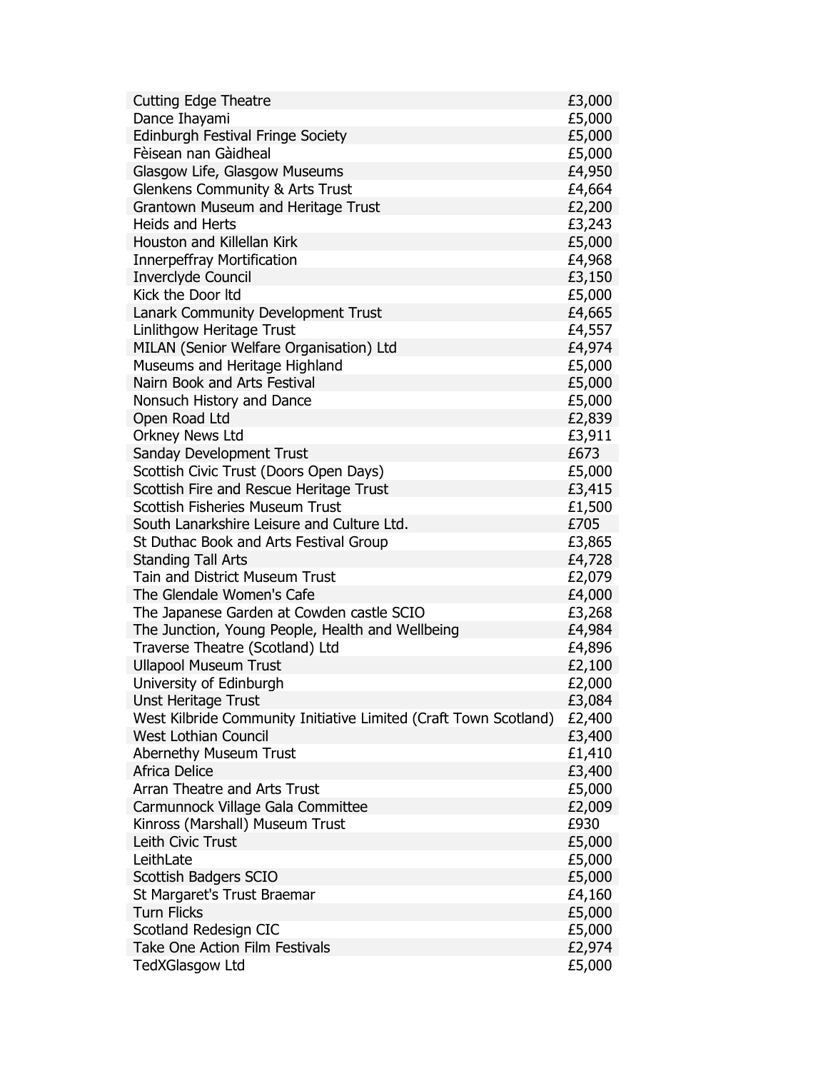| | |
|---|---|
| Cutting Edge Theatre | £3,000 |
| Dance Ihayami | £5,000 |
| Edinburgh Festival Fringe Society | £5,000 |
| Fèisean nan Gàidheal | £5,000 |
| Glasgow Life, Glasgow Museums | £4,950 |
| Glenkens Community & Arts Trust | £4,664 |
| Grantown Museum and Heritage Trust | £2,200 |
| Heids and Herts | £3,243 |
| Houston and Killellan Kirk | £5,000 |
| Innerpeffray Mortification | £4,968 |
| Inverclyde Council | £3,150 |
| Kick the Door ltd | £5,000 |
| Lanark Community Development Trust | £4,665 |
| Linlithgow Heritage Trust | £4,557 |
| MILAN (Senior Welfare Organisation) Ltd | £4,974 |
| Museums and Heritage Highland | £5,000 |
| Nairn Book and Arts Festival | £5,000 |
| Nonsuch History and Dance | £5,000 |
| Open Road Ltd | £2,839 |
| Orkney News Ltd | £3,911 |
| Sanday Development Trust | £673 |
| Scottish Civic Trust (Doors Open Days) | £5,000 |
| Scottish Fire and Rescue Heritage Trust | £3,415 |
| Scottish Fisheries Museum Trust | £1,500 |
| South Lanarkshire Leisure and Culture Ltd. | £705 |
| St Duthac Book and Arts Festival Group | £3,865 |
| Standing Tall Arts | £4,728 |
| Tain and District Museum Trust | £2,079 |
| The Glendale Women's Cafe | £4,000 |
| The Japanese Garden at Cowden castle SCIO | £3,268 |
| The Junction, Young People, Health and Wellbeing | £4,984 |
| Traverse Theatre (Scotland) Ltd | £4,896 |
| Ullapool Museum Trust | £2,100 |
| University of Edinburgh | £2,000 |
| Unst Heritage Trust | £3,084 |
| West Kilbride Community Initiative Limited (Craft Town Scotland) | £2,400 |
| West Lothian Council | £3,400 |
| Abernethy Museum Trust | £1,410 |
| Africa Delice | £3,400 |
| Arran Theatre and Arts Trust | £5,000 |
| Carmunnock Village Gala Committee | £2,009 |
| Kinross (Marshall) Museum Trust | £930 |
| Leith Civic Trust | £5,000 |
| LeithLate | £5,000 |
| Scottish Badgers SCIO | £5,000 |
| St Margaret's Trust Braemar | £4,160 |
| Turn Flicks | £5,000 |
| Scotland Redesign CIC | £5,000 |
| Take One Action Film Festivals | £2,974 |
| TedXGlasgow Ltd | £5,000 |